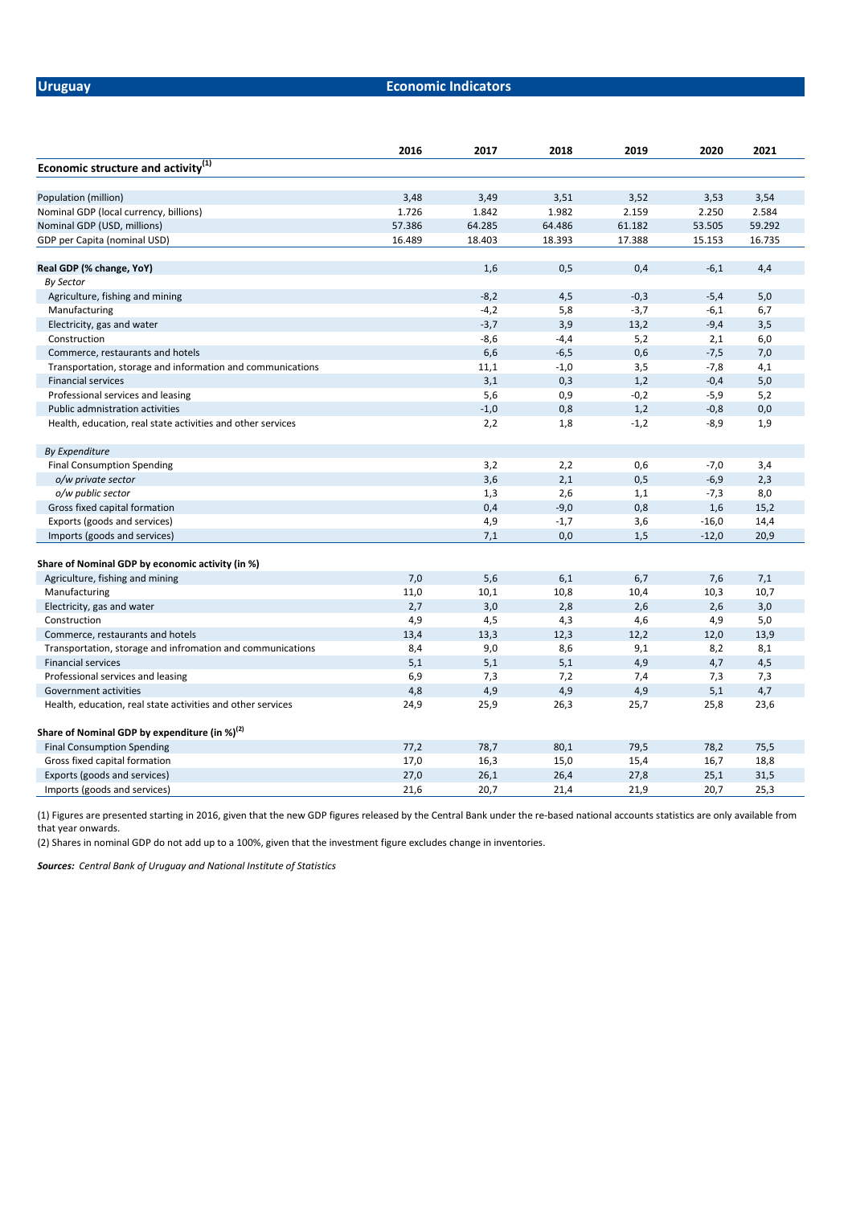**Uruguay** **Economic Indicators**

| | 2016 | 2017 | 2018 | 2019 | 2020 | 2021 |
|---|---|---|---|---|---|---|
| **Economic structure and activity[1]** | | | | | | |
| Population (million) | 3,48 | 3,49 | 3,51 | 3,52 | 3,53 | 3,54 |
| Nominal GDP (local currency, billions) | 1.726 | 1.842 | 1.982 | 2.159 | 2.250 | 2.584 |
| Nominal GDP (USD, millions) | 57.386 | 64.285 | 64.486 | 61.182 | 53.505 | 59.292 |
| GDP per Capita (nominal USD) | 16.489 | 18.403 | 18.393 | 17.388 | 15.153 | 16.735 |
| **Real GDP (% change, YoY)** | | 1,6 | 0,5 | 0,4 | -6,1 | 4,4 |
| *By Sector* | | | | | | |
| Agriculture, fishing and mining | | -8,2 | 4,5 | -0,3 | -5,4 | 5,0 |
| Manufacturing | | -4,2 | 5,8 | -3,7 | -6,1 | 6,7 |
| Electricity, gas and water | | -3,7 | 3,9 | 13,2 | -9,4 | 3,5 |
| Construction | | -8,6 | -4,4 | 5,2 | 2,1 | 6,0 |
| Commerce, restaurants and hotels | | 6,6 | -6,5 | 0,6 | -7,5 | 7,0 |
| Transportation, storage and information and communications | | 11,1 | -1,0 | 3,5 | -7,8 | 4,1 |
| Financial services | | 3,1 | 0,3 | 1,2 | -0,4 | 5,0 |
| Professional services and leasing | | 5,6 | 0,9 | -0,2 | -5,9 | 5,2 |
| Public admnistration activities | | -1,0 | 0,8 | 1,2 | -0,8 | 0,0 |
| Health, education, real state activities and other services | | 2,2 | 1,8 | -1,2 | -8,9 | 1,9 |
| *By Expenditure* | | | | | | |
| Final Consumption Spending | | 3,2 | 2,2 | 0,6 | -7,0 | 3,4 |
| *o/w private sector* | | 3,6 | 2,1 | 0,5 | -6,9 | 2,3 |
| *o/w public sector* | | 1,3 | 2,6 | 1,1 | -7,3 | 8,0 |
| Gross fixed capital formation | | 0,4 | -9,0 | 0,8 | 1,6 | 15,2 |
| Exports (goods and services) | | 4,9 | -1,7 | 3,6 | -16,0 | 14,4 |
| Imports (goods and services) | | 7,1 | 0,0 | 1,5 | -12,0 | 20,9 |
| **Share of Nominal GDP by economic activity (in %)** | | | | | | |
| Agriculture, fishing and mining | 7,0 | 5,6 | 6,1 | 6,7 | 7,6 | 7,1 |
| Manufacturing | 11,0 | 10,1 | 10,8 | 10,4 | 10,3 | 10,7 |
| Electricity, gas and water | 2,7 | 3,0 | 2,8 | 2,6 | 2,6 | 3,0 |
| Construction | 4,9 | 4,5 | 4,3 | 4,6 | 4,9 | 5,0 |
| Commerce, restaurants and hotels | 13,4 | 13,3 | 12,3 | 12,2 | 12,0 | 13,9 |
| Transportation, storage and infromation and communications | 8,4 | 9,0 | 8,6 | 9,1 | 8,2 | 8,1 |
| Financial services | 5,1 | 5,1 | 5,1 | 4,9 | 4,7 | 4,5 |
| Professional services and leasing | 6,9 | 7,3 | 7,2 | 7,4 | 7,3 | 7,3 |
| Government activities | 4,8 | 4,9 | 4,9 | 4,9 | 5,1 | 4,7 |
| Health, education, real state activities and other services | 24,9 | 25,9 | 26,3 | 25,7 | 25,8 | 23,6 |
| **Share of Nominal GDP by expenditure (in %)[2]** | | | | | | |
| Final Consumption Spending | 77,2 | 78,7 | 80,1 | 79,5 | 78,2 | 75,5 |
| Gross fixed capital formation | 17,0 | 16,3 | 15,0 | 15,4 | 16,7 | 18,8 |
| Exports (goods and services) | 27,0 | 26,1 | 26,4 | 27,8 | 25,1 | 31,5 |
| Imports (goods and services) | 21,6 | 20,7 | 21,4 | 21,9 | 20,7 | 25,3 |

(1) Figures are presented starting in 2016, given that the new GDP figures released by the Central Bank under the re-based national accounts statistics are only available from that year onwards.

(2) Shares in nominal GDP do not add up to a 100%, given that the investment figure excludes change in inventories.

***Sources:*** *Central Bank of Uruguay and National Institute of Statistics*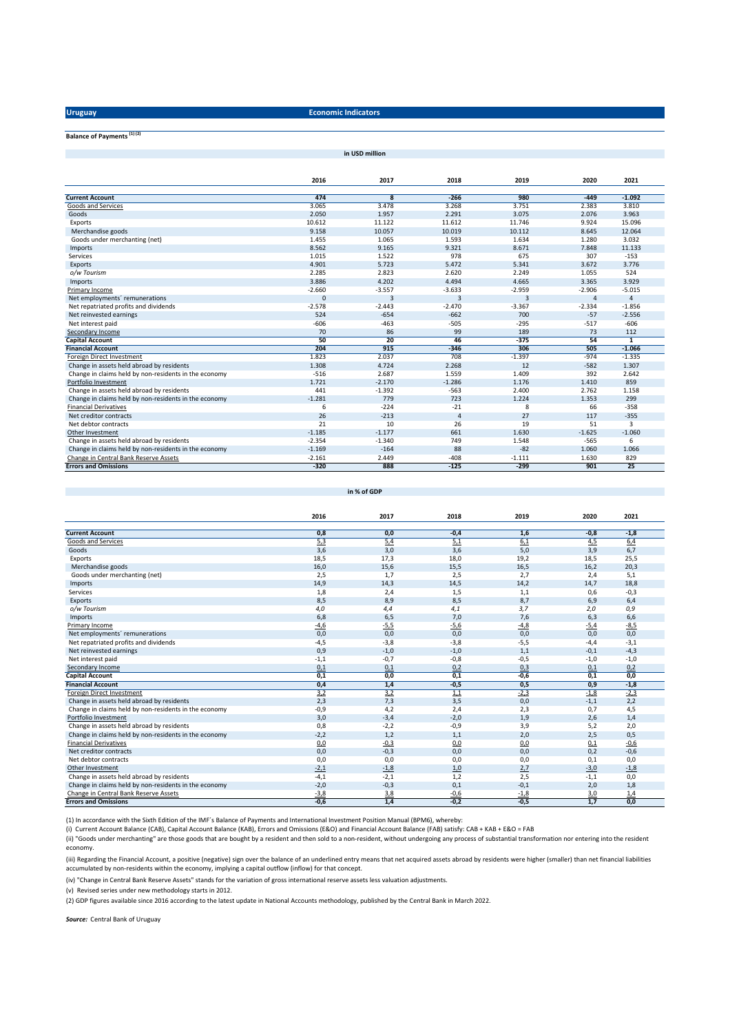**Uruguay** | **Economic Indicators**

**Balance of Payments** [(1) (2)]

**in USD million**

| | 2016 | 2017 | 2018 | 2019 | 2020 | 2021 |
|---|---|---|---|---|---|---|
| **Current Account** | **474** | **8** | **-266** | **980** | **-449** | **-1.092** |
| Goods and Services | 3.065 | 3.478 | 3.268 | 3.751 | 2.383 | 3.810 |
| Goods | 2.050 | 1.957 | 2.291 | 3.075 | 2.076 | 3.963 |
| Exports | 10.612 | 11.122 | 11.612 | 11.746 | 9.924 | 15.096 |
| Merchandise goods | 9.158 | 10.057 | 10.019 | 10.112 | 8.645 | 12.064 |
| Goods under merchanting (net) | 1.455 | 1.065 | 1.593 | 1.634 | 1.280 | 3.032 |
| Imports | 8.562 | 9.165 | 9.321 | 8.671 | 7.848 | 11.133 |
| Services | 1.015 | 1.522 | 978 | 675 | 307 | -153 |
| Exports | 4.901 | 5.723 | 5.472 | 5.341 | 3.672 | 3.776 |
| *o/w Tourism* | 2.285 | 2.823 | 2.620 | 2.249 | 1.055 | 524 |
| Imports | 3.886 | 4.202 | 4.494 | 4.665 | 3.365 | 3.929 |
| Primary Income | -2.660 | -3.557 | -3.633 | -2.959 | -2.906 | -5.015 |
| Net employments´ remunerations | 0 | 3 | 3 | 3 | 4 | 4 |
| Net repatriated profits and dividends | -2.578 | -2.443 | -2.470 | -3.367 | -2.334 | -1.856 |
| Net reinvested earnings | 524 | -654 | -662 | 700 | -57 | -2.556 |
| Net interest paid | -606 | -463 | -505 | -295 | -517 | -606 |
| Secondary Income | 70 | 86 | 99 | 189 | 73 | 112 |
| **Capital Account** | **50** | **20** | **46** | **-375** | **54** | **1** |
| **Financial Account** | **204** | **915** | **-346** | **306** | **505** | **-1.066** |
| Foreign Direct Investment | 1.823 | 2.037 | 708 | -1.397 | -974 | -1.335 |
| Change in assets held abroad by residents | 1.308 | 4.724 | 2.268 | 12 | -582 | 1.307 |
| Change in claims held by non-residents in the economy | -516 | 2.687 | 1.559 | 1.409 | 392 | 2.642 |
| Portfolio Investment | 1.721 | -2.170 | -1.286 | 1.176 | 1.410 | 859 |
| Change in assets held abroad by residents | 441 | -1.392 | -563 | 2.400 | 2.762 | 1.158 |
| Change in claims held by non-residents in the economy | -1.281 | 779 | 723 | 1.224 | 1.353 | 299 |
| Financial Derivatives | 6 | -224 | -21 | 8 | 66 | -358 |
| Net creditor contracts | 26 | -213 | 4 | 27 | 117 | -355 |
| Net debtor contracts | 21 | 10 | 26 | 19 | 51 | 3 |
| Other Investment | -1.185 | -1.177 | 661 | 1.630 | -1.625 | -1.060 |
| Change in assets held abroad by residents | -2.354 | -1.340 | 749 | 1.548 | -565 | 6 |
| Change in claims held by non-residents in the economy | -1.169 | -164 | 88 | -82 | 1.060 | 1.066 |
| Change in Central Bank Reserve Assets | -2.161 | 2.449 | -408 | -1.111 | 1.630 | 829 |
| **Errors and Omissions** | **-320** | **888** | **-125** | **-299** | **901** | **25** |

**in % of GDP**

| | 2016 | 2017 | 2018 | 2019 | 2020 | 2021 |
|---|---|---|---|---|---|---|
| **Current Account** | **0,8** | **0,0** | **-0,4** | **1,6** | **-0,8** | **-1,8** |
| Goods and Services | 5,3 | 5,4 | 5,1 | 6,1 | 4,5 | 6,4 |
| Goods | 3,6 | 3,0 | 3,6 | 5,0 | 3,9 | 6,7 |
| Exports | 18,5 | 17,3 | 18,0 | 19,2 | 18,5 | 25,5 |
| Merchandise goods | 16,0 | 15,6 | 15,5 | 16,5 | 16,2 | 20,3 |
| Goods under merchanting (net) | 2,5 | 1,7 | 2,5 | 2,7 | 2,4 | 5,1 |
| Imports | 14,9 | 14,3 | 14,5 | 14,2 | 14,7 | 18,8 |
| Services | 1,8 | 2,4 | 1,5 | 1,1 | 0,6 | -0,3 |
| Exports | 8,5 | 8,9 | 8,5 | 8,7 | 6,9 | 6,4 |
| *o/w Tourism* | *4,0* | *4,4* | *4,1* | *3,7* | *2,0* | *0,9* |
| Imports | 6,8 | 6,5 | 7,0 | 7,6 | 6,3 | 6,6 |
| Primary Income | -4,6 | -5,5 | -5,6 | -4,8 | -5,4 | -8,5 |
| Net employments´ remunerations | 0,0 | 0,0 | 0,0 | 0,0 | 0,0 | 0,0 |
| Net repatriated profits and dividends | -4,5 | -3,8 | -3,8 | -5,5 | -4,4 | -3,1 |
| Net reinvested earnings | 0,9 | -1,0 | -1,0 | 1,1 | -0,1 | -4,3 |
| Net interest paid | -1,1 | -0,7 | -0,8 | -0,5 | -1,0 | -1,0 |
| Secondary Income | 0,1 | 0,1 | 0,2 | 0,3 | 0,1 | 0,2 |
| **Capital Account** | **0,1** | **0,0** | **0,1** | **-0,6** | **0,1** | **0,0** |
| **Financial Account** | **0,4** | **1,4** | **-0,5** | **0,5** | **0,9** | **-1,8** |
| Foreign Direct Investment | 3,2 | 3,2 | 1,1 | -2,3 | -1,8 | -2,3 |
| Change in assets held abroad by residents | 2,3 | 7,3 | 3,5 | 0,0 | -1,1 | 2,2 |
| Change in claims held by non-residents in the economy | -0,9 | 4,2 | 2,4 | 2,3 | 0,7 | 4,5 |
| Portfolio Investment | 3,0 | -3,4 | -2,0 | 1,9 | 2,6 | 1,4 |
| Change in assets held abroad by residents | 0,8 | -2,2 | -0,9 | 3,9 | 5,2 | 2,0 |
| Change in claims held by non-residents in the economy | -2,2 | 1,2 | 1,1 | 2,0 | 2,5 | 0,5 |
| Financial Derivatives | 0,0 | -0,3 | 0,0 | 0,0 | 0,1 | -0,6 |
| Net creditor contracts | 0,0 | -0,3 | 0,0 | 0,0 | 0,2 | -0,6 |
| Net debtor contracts | 0,0 | 0,0 | 0,0 | 0,0 | 0,1 | 0,0 |
| Other Investment | -2,1 | -1,8 | 1,0 | 2,7 | -3,0 | -1,8 |
| Change in assets held abroad by residents | -4,1 | -2,1 | 1,2 | 2,5 | -1,1 | 0,0 |
| Change in claims held by non-residents in the economy | -2,0 | -0,3 | 0,1 | -0,1 | 2,0 | 1,8 |
| Change in Central Bank Reserve Assets | -3,8 | 3,8 | -0,6 | -1,8 | 3,0 | 1,4 |
| **Errors and Omissions** | **-0,6** | **1,4** | **-0,2** | **-0,5** | **1,7** | **0,0** |

(1) In accordance with the Sixth Edition of the IMF´s Balance of Payments and International Investment Position Manual (BPM6), whereby:

(i) Current Account Balance (CAB), Capital Account Balance (KAB), Errors and Omissions (E&O) and Financial Account Balance (FAB) satisfy: CAB + KAB + E&O = FAB

(ii) "Goods under merchanting" are those goods that are bought by a resident and then sold to a non-resident, without undergoing any process of substantial transformation nor entering into the resident economy.

(iii) Regarding the Financial Account, a positive (negative) sign over the balance of an underlined entry means that net acquired assets abroad by residents were higher (smaller) than net financial liabilities accumulated by non-residents within the economy, implying a capital outflow (inflow) for that concept.

(iv) "Change in Central Bank Reserve Assets" stands for the variation of gross international reserve assets less valuation adjustments.

(v) Revised series under new methodology starts in 2012.

(2) GDP figures available since 2016 according to the latest update in National Accounts methodology, published by the Central Bank in March 2022.

***Source:*** Central Bank of Uruguay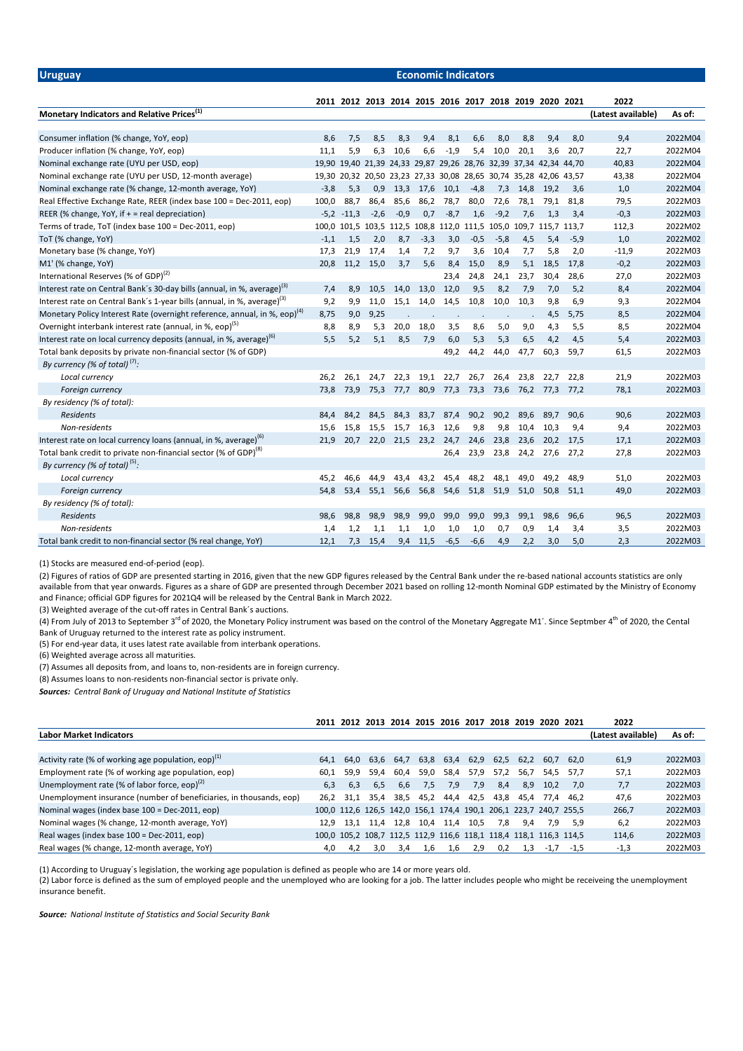| Uruguay | | | | | | Economic Indicators | | | | | | |
|---|---|---|---|---|---|---|---|---|---|---|---|---|

| Monetary Indicators and Relative Prices[1] | 2011 | 2012 | 2013 | 2014 | 2015 | 2016 | 2017 | 2018 | 2019 | 2020 | 2021 | 2022 (Latest available) | As of: |
|---|---|---|---|---|---|---|---|---|---|---|---|---|---|
| Consumer inflation (% change, YoY, eop) | 8,6 | 7,5 | 8,5 | 8,3 | 9,4 | 8,1 | 6,6 | 8,0 | 8,8 | 9,4 | 8,0 | 9,4 | 2022M04 |
| Producer inflation (% change, YoY, eop) | 11,1 | 5,9 | 6,3 | 10,6 | 6,6 | -1,9 | 5,4 | 10,0 | 20,1 | 3,6 | 20,7 | 22,7 | 2022M04 |
| Nominal exchange rate (UYU per USD, eop) | 19,90 | 19,40 | 21,39 | 24,33 | 29,87 | 29,26 | 28,76 | 32,39 | 37,34 | 42,34 | 44,70 | 40,83 | 2022M04 |
| Nominal exchange rate (UYU per USD, 12-month average) | 19,30 | 20,32 | 20,50 | 23,23 | 27,33 | 30,08 | 28,65 | 30,74 | 35,28 | 42,06 | 43,57 | 43,38 | 2022M04 |
| Nominal exchange rate (% change, 12-month average, YoY) | -3,8 | 5,3 | 0,9 | 13,3 | 17,6 | 10,1 | -4,8 | 7,3 | 14,8 | 19,2 | 3,6 | 1,0 | 2022M04 |
| Real Effective Exchange Rate, REER (index base 100 = Dec-2011, eop) | 100,0 | 88,7 | 86,4 | 85,6 | 86,2 | 78,7 | 80,0 | 72,6 | 78,1 | 79,1 | 81,8 | 79,5 | 2022M03 |
| REER (% change, YoY, if + = real depreciation) | | -5,2 | -11,3 | -2,6 | -0,9 | 0,7 | -8,7 | 1,6 | -9,2 | 7,6 | 1,3 | 3,4 | -0,3 | 2022M03 |
| Terms of trade, ToT (index base 100 = Dec-2011, eop) | 100,0 | 101,5 | 103,5 | 112,5 | 108,8 | 112,0 | 111,5 | 105,0 | 109,7 | 115,7 | 113,7 | 112,3 | 2022M02 |
| ToT (% change, YoY) | -1,1 | 1,5 | 2,0 | 8,7 | -3,3 | 3,0 | -0,5 | -5,8 | 4,5 | 5,4 | -5,9 | 1,0 | 2022M02 |
| Monetary base (% change, YoY) | 17,3 | 21,9 | 17,4 | 1,4 | 7,2 | 9,7 | 3,6 | 10,4 | 7,7 | 5,8 | 2,0 | -11,9 | 2022M03 |
| M1' (% change, YoY) | 20,8 | 11,2 | 15,0 | 3,7 | 5,6 | 8,4 | 15,0 | 8,9 | 5,1 | 18,5 | 17,8 | -0,2 | 2022M03 |
| International Reserves (% of GDP)[2] | | | | | | 23,4 | 24,8 | 24,1 | 23,7 | 30,4 | 28,6 | 27,0 | 2022M03 |
| Interest rate on Central Bank´s 30-day bills (annual, in %, average)[3] | 7,4 | 8,9 | 10,5 | 14,0 | 13,0 | 12,0 | 9,5 | 8,2 | 7,9 | 7,0 | 5,2 | 8,4 | 2022M04 |
| Interest rate on Central Bank´s 1-year bills (annual, in %, average)[3] | 9,2 | 9,9 | 11,0 | 15,1 | 14,0 | 14,5 | 10,8 | 10,0 | 10,3 | 9,8 | 6,9 | 9,3 | 2022M04 |
| Monetary Policy Interest Rate (overnight reference, annual, in %, eop)[4] | 8,75 | 9,0 | 9,25 | . | . | . | . | . | . | 4,5 | 5,75 | 8,5 | 2022M04 |
| Overnight interbank interest rate (annual, in %, eop)[5] | 8,8 | 8,9 | 5,3 | 20,0 | 18,0 | 3,5 | 8,6 | 5,0 | 9,0 | 4,3 | 5,5 | 8,5 | 2022M04 |
| Interest rate on local currency deposits (annual, in %, average)[6] | 5,5 | 5,2 | 5,1 | 8,5 | 7,9 | 6,0 | 5,3 | 5,3 | 6,5 | 4,2 | 4,5 | 5,4 | 2022M03 |
| Total bank deposits by private non-financial sector (% of GDP) | | | | | | 49,2 | 44,2 | 44,0 | 47,7 | 60,3 | 59,7 | 61,5 | 2022M03 |
| *By currency (% of total)[7]:* | | | | | | | | | | | | | |
| *Local currency* | 26,2 | 26,1 | 24,7 | 22,3 | 19,1 | 22,7 | 26,7 | 26,4 | 23,8 | 22,7 | 22,8 | 21,9 | 2022M03 |
| *Foreign currency* | 73,8 | 73,9 | 75,3 | 77,7 | 80,9 | 77,3 | 73,3 | 73,6 | 76,2 | 77,3 | 77,2 | 78,1 | 2022M03 |
| *By residency (% of total):* | | | | | | | | | | | | | |
| *Residents* | 84,4 | 84,2 | 84,5 | 84,3 | 83,7 | 87,4 | 90,2 | 90,2 | 89,6 | 89,7 | 90,6 | 90,6 | 2022M03 |
| *Non-residents* | 15,6 | 15,8 | 15,5 | 15,7 | 16,3 | 12,6 | 9,8 | 9,8 | 10,4 | 10,3 | 9,4 | 9,4 | 2022M03 |
| Interest rate on local currency loans (annual, in %, average)[6] | 21,9 | 20,7 | 22,0 | 21,5 | 23,2 | 24,7 | 24,6 | 23,8 | 23,6 | 20,2 | 17,5 | 17,1 | 2022M03 |
| Total bank credit to private non-financial sector (% of GDP)[8] | | | | | | 26,4 | 23,9 | 23,8 | 24,2 | 27,6 | 27,2 | 27,8 | 2022M03 |
| *By currency (% of total)[5]:* | | | | | | | | | | | | | |
| *Local currency* | 45,2 | 46,6 | 44,9 | 43,4 | 43,2 | 45,4 | 48,2 | 48,1 | 49,0 | 49,2 | 48,9 | 51,0 | 2022M03 |
| *Foreign currency* | 54,8 | 53,4 | 55,1 | 56,6 | 56,8 | 54,6 | 51,8 | 51,9 | 51,0 | 50,8 | 51,1 | 49,0 | 2022M03 |
| *By residency (% of total):* | | | | | | | | | | | | | |
| *Residents* | 98,6 | 98,8 | 98,9 | 98,9 | 99,0 | 99,0 | 99,0 | 99,3 | 99,1 | 98,6 | 96,6 | 96,5 | 2022M03 |
| *Non-residents* | 1,4 | 1,2 | 1,1 | 1,1 | 1,0 | 1,0 | 1,0 | 0,7 | 0,9 | 1,4 | 3,4 | 3,5 | 2022M03 |
| Total bank credit to non-financial sector (% real change, YoY) | 12,1 | 7,3 | 15,4 | 9,4 | 11,5 | -6,5 | -6,6 | 4,9 | 2,2 | 3,0 | 5,0 | 2,3 | 2022M03 |

(1) Stocks are measured end-of-period (eop).

(2) Figures of ratios of GDP are presented starting in 2016, given that the new GDP figures released by the Central Bank under the re-based national accounts statistics are only available from that year onwards. Figures as a share of GDP are presented through December 2021 based on rolling 12-month Nominal GDP estimated by the Ministry of Economy and Finance; official GDP figures for 2021Q4 will be released by the Central Bank in March 2022.

(3) Weighted average of the cut-off rates in Central Bank´s auctions.

(4) From July of 2013 to September 3rd of 2020, the Monetary Policy instrument was based on the control of the Monetary Aggregate M1´. Since Septmber 4th of 2020, the Cental Bank of Uruguay returned to the interest rate as policy instrument.

(5) For end-year data, it uses latest rate available from interbank operations.

(6) Weighted average across all maturities.

(7) Assumes all deposits from, and loans to, non-residents are in foreign currency.

(8) Assumes loans to non-residents non-financial sector is private only.

***Sources:** Central Bank of Uruguay and National Institute of Statistics*

| Labor Market Indicators | 2011 | 2012 | 2013 | 2014 | 2015 | 2016 | 2017 | 2018 | 2019 | 2020 | 2021 | 2022 (Latest available) | As of: |
|---|---|---|---|---|---|---|---|---|---|---|---|---|---|
| Activity rate (% of working age population, eop)[1] | 64,1 | 64,0 | 63,6 | 64,7 | 63,8 | 63,4 | 62,9 | 62,5 | 62,2 | 60,7 | 62,0 | 61,9 | 2022M03 |
| Employment rate (% of working age population, eop) | 60,1 | 59,9 | 59,4 | 60,4 | 59,0 | 58,4 | 57,9 | 57,2 | 56,7 | 54,5 | 57,7 | 57,1 | 2022M03 |
| Unemployment rate (% of labor force, eop)[2] | 6,3 | 6,3 | 6,5 | 6,6 | 7,5 | 7,9 | 7,9 | 8,4 | 8,9 | 10,2 | 7,0 | 7,7 | 2022M03 |
| Unemployment insurance (number of beneficiaries, in thousands, eop) | 26,2 | 31,1 | 35,4 | 38,5 | 45,2 | 44,4 | 42,5 | 43,8 | 45,4 | 77,4 | 46,2 | 47,6 | 2022M03 |
| Nominal wages (index base 100 = Dec-2011, eop) | 100,0 | 112,6 | 126,5 | 142,0 | 156,1 | 174,4 | 190,1 | 206,1 | 223,7 | 240,7 | 255,5 | 266,7 | 2022M03 |
| Nominal wages (% change, 12-month average, YoY) | 12,9 | 13,1 | 11,4 | 12,8 | 10,4 | 11,4 | 10,5 | 7,8 | 9,4 | 7,9 | 5,9 | 6,2 | 2022M03 |
| Real wages (index base 100 = Dec-2011, eop) | 100,0 | 105,2 | 108,7 | 112,5 | 112,9 | 116,6 | 118,1 | 118,4 | 118,1 | 116,3 | 114,5 | 114,6 | 2022M03 |
| Real wages (% change, 12-month average, YoY) | 4,0 | 4,2 | 3,0 | 3,4 | 1,6 | 1,6 | 2,9 | 0,2 | 1,3 | -1,7 | -1,5 | -1,3 | 2022M03 |

(1) According to Uruguay´s legislation, the working age population is defined as people who are 14 or more years old.

(2) Labor force is defined as the sum of employed people and the unemployed who are looking for a job. The latter includes people who might be receiveing the unemployment insurance benefit.

***Source:** National Institute of Statistics and Social Security Bank*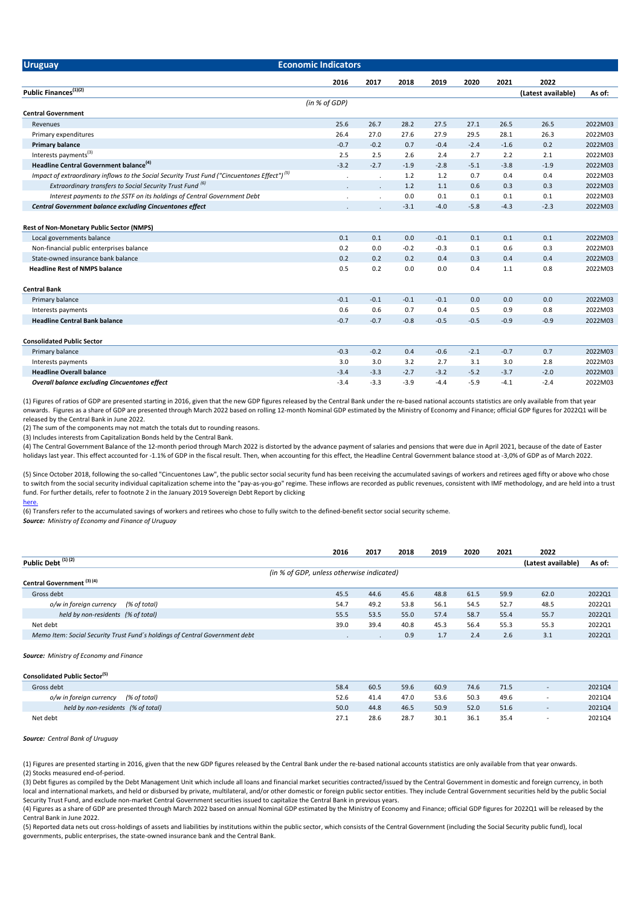| Uruguay | Economic Indicators | | | | | | | |
|---|---|---|---|---|---|---|---|---|
| | 2016 | 2017 | 2018 | 2019 | 2020 | 2021 | 2022 | |
| **Public Finances[1][2]** | | | | | | | (Latest available) | As of: |
| | *(in % of GDP)* | | | | | | | |
| **Central Government** | | | | | | | | |
| Revenues | 25.6 | 26.7 | 28.2 | 27.5 | 27.1 | 26.5 | 26.5 | 2022M03 |
| Primary expenditures | 26.4 | 27.0 | 27.6 | 27.9 | 29.5 | 28.1 | 26.3 | 2022M03 |
| **Primary balance** | -0.7 | -0.2 | 0.7 | -0.4 | -2.4 | -1.6 | 0.2 | 2022M03 |
| Interests payments[3] | 2.5 | 2.5 | 2.6 | 2.4 | 2.7 | 2.2 | 2.1 | 2022M03 |
| **Headline Central Government balance[4]** | -3.2 | -2.7 | -1.9 | -2.8 | -5.1 | -3.8 | -1.9 | 2022M03 |
| *Impact of extraordinary inflows to the Social Security Trust Fund ("Cincuentones Effect")[5]* | . | . | 1.2 | 1.2 | 0.7 | 0.4 | 0.4 | 2022M03 |
| *Extraordinary transfers to Social Security Trust Fund[6]* | . | . | 1.2 | 1.1 | 0.6 | 0.3 | 0.3 | 2022M03 |
| *Interest payments to the SSTF on its holdings of Central Government Debt* | . | . | 0.0 | 0.1 | 0.1 | 0.1 | 0.1 | 2022M03 |
| ***Central Government balance excluding Cincuentones effect*** | . | . | -3.1 | -4.0 | -5.8 | -4.3 | -2.3 | 2022M03 |
| **Rest of Non-Monetary Public Sector (NMPS)** | | | | | | | | |
| Local governments balance | 0.1 | 0.1 | 0.0 | -0.1 | 0.1 | 0.1 | 0.1 | 2022M03 |
| Non-financial public enterprises balance | 0.2 | 0.0 | -0.2 | -0.3 | 0.1 | 0.6 | 0.3 | 2022M03 |
| State-owned insurance bank balance | 0.2 | 0.2 | 0.2 | 0.4 | 0.3 | 0.4 | 0.4 | 2022M03 |
| **Headline Rest of NMPS balance** | 0.5 | 0.2 | 0.0 | 0.0 | 0.4 | 1.1 | 0.8 | 2022M03 |
| **Central Bank** | | | | | | | | |
| Primary balance | -0.1 | -0.1 | -0.1 | -0.1 | 0.0 | 0.0 | 0.0 | 2022M03 |
| Interests payments | 0.6 | 0.6 | 0.7 | 0.4 | 0.5 | 0.9 | 0.8 | 2022M03 |
| **Headline Central Bank balance** | -0.7 | -0.7 | -0.8 | -0.5 | -0.5 | -0.9 | -0.9 | 2022M03 |
| **Consolidated Public Sector** | | | | | | | | |
| Primary balance | -0.3 | -0.2 | 0.4 | -0.6 | -2.1 | -0.7 | 0.7 | 2022M03 |
| Interests payments | 3.0 | 3.0 | 3.2 | 2.7 | 3.1 | 3.0 | 2.8 | 2022M03 |
| **Headline Overall balance** | -3.4 | -3.3 | -2.7 | -3.2 | -5.2 | -3.7 | -2.0 | 2022M03 |
| ***Overall balance excluding Cincuentones effect*** | -3.4 | -3.3 | -3.9 | -4.4 | -5.9 | -4.1 | -2.4 | 2022M03 |

(1) Figures of ratios of GDP are presented starting in 2016, given that the new GDP figures released by the Central Bank under the re-based national accounts statistics are only available from that year onwards. Figures as a share of GDP are presented through March 2022 based on rolling 12-month Nominal GDP estimated by the Ministry of Economy and Finance; official GDP figures for 2022Q1 will be released by the Central Bank in June 2022.
(2) The sum of the components may not match the totals dut to rounding reasons.
(3) Includes interests from Capitalization Bonds held by the Central Bank.
(4) The Central Government Balance of the 12-month period through March 2022 is distorted by the advance payment of salaries and pensions that were due in April 2021, because of the date of Easter holidays last year. This effect accounted for -1.1% of GDP in the fiscal result. Then, when accounting for this effect, the Headline Central Government balance stood at -3,0% of GDP as of March 2022.

(5) Since October 2018, following the so-called "Cincuentones Law", the public sector social security fund has been receiving the accumulated savings of workers and retirees aged fifty or above who chose to switch from the social security individual capitalization scheme into the "pay-as-you-go" regime. These inflows are recorded as public revenues, consistent with IMF methodology, and are held into a trust fund. For further details, refer to footnote 2 in the January 2019 Sovereign Debt Report by clicking
here.
(6) Transfers refer to the accumulated savings of workers and retirees who chose to fully switch to the defined-benefit sector social security scheme.
***Source:** Ministry of Economy and Finance of Uruguay*

| | 2016 | 2017 | 2018 | 2019 | 2020 | 2021 | 2022 | |
|---|---|---|---|---|---|---|---|---|
| **Public Debt[1][2]** | | | | | | | (Latest available) | As of: |
| | *(in % of GDP, unless otherwise indicated)* | | | | | | | |
| **Central Government[3][4]** | | | | | | | | |
| Gross debt | 45.5 | 44.6 | 45.6 | 48.8 | 61.5 | 59.9 | 62.0 | 2022Q1 |
| *o/w in foreign currency (% of total)* | 54.7 | 49.2 | 53.8 | 56.1 | 54.5 | 52.7 | 48.5 | 2022Q1 |
| *held by non-residents (% of total)* | 55.5 | 53.5 | 55.0 | 57.4 | 58.7 | 55.4 | 55.7 | 2022Q1 |
| Net debt | 39.0 | 39.4 | 40.8 | 45.3 | 56.4 | 55.3 | 55.3 | 2022Q1 |
| *Memo Item: Social Security Trust Fund´s holdings of Central Government debt* | . | . | 0.9 | 1.7 | 2.4 | 2.6 | 3.1 | 2022Q1 |

***Source:** Ministry of Economy and Finance*

| | 2016 | 2017 | 2018 | 2019 | 2020 | 2021 | 2022 | |
|---|---|---|---|---|---|---|---|---|
| **Consolidated Public Sector[5]** | | | | | | | | |
| Gross debt | 58.4 | 60.5 | 59.6 | 60.9 | 74.6 | 71.5 | - | 2021Q4 |
| *o/w in foreign currency (% of total)* | 52.6 | 41.4 | 47.0 | 53.6 | 50.3 | 49.6 | - | 2021Q4 |
| *held by non-residents (% of total)* | 50.0 | 44.8 | 46.5 | 50.9 | 52.0 | 51.6 | - | 2021Q4 |
| Net debt | 27.1 | 28.6 | 28.7 | 30.1 | 36.1 | 35.4 | - | 2021Q4 |

***Source:** Central Bank of Uruguay*

(1) Figures are presented starting in 2016, given that the new GDP figures released by the Central Bank under the re-based national accounts statistics are only available from that year onwards.
(2) Stocks measured end-of-period.
(3) Debt figures as compiled by the Debt Management Unit which include all loans and financial market securities contracted/issued by the Central Government in domestic and foreign currency, in both local and international markets, and held or disbursed by private, multilateral, and/or other domestic or foreign public sector entities. They include Central Government securities held by the public Social Security Trust Fund, and exclude non-market Central Government securities issued to capitalize the Central Bank in previous years.
(4) Figures as a share of GDP are presented through March 2022 based on annual Nominal GDP estimated by the Ministry of Economy and Finance; official GDP figures for 2022Q1 will be released by the Central Bank in June 2022.
(5) Reported data nets out cross-holdings of assets and liabilities by institutions within the public sector, which consists of the Central Government (including the Social Security public fund), local governments, public enterprises, the state-owned insurance bank and the Central Bank.